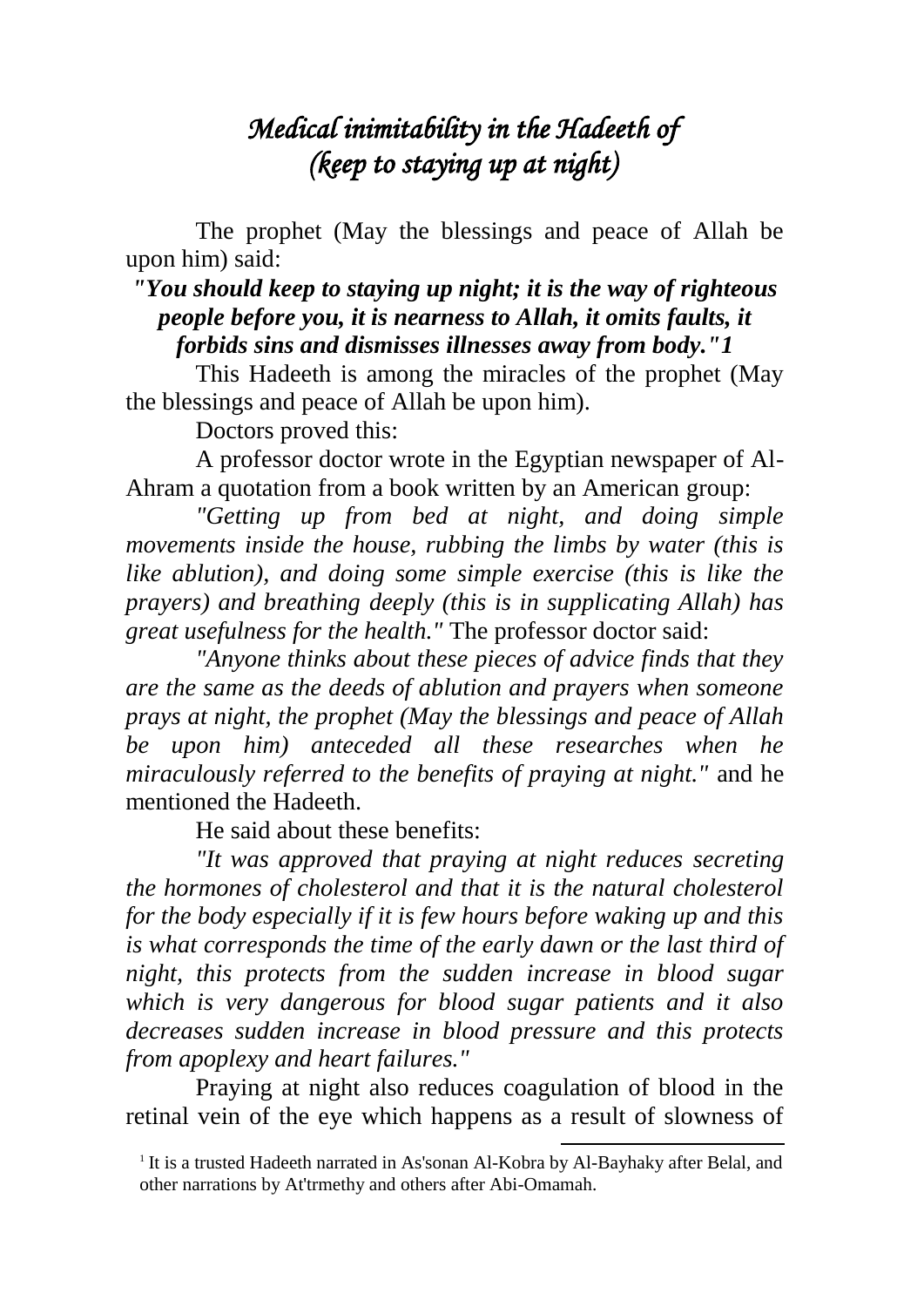# *Medical inimitability in the Hadeeth of (keep to staying up at night)*

The prophet (May the blessings and peace of Allah be upon him) said:

***"You should keep to staying up night; it is the way of righteous people before you, it is nearness to Allah, it omits faults, it forbids sins and dismisses illnesses away from body."1***

This Hadeeth is among the miracles of the prophet (May the blessings and peace of Allah be upon him).

Doctors proved this:

A professor doctor wrote in the Egyptian newspaper of Al-Ahram a quotation from a book written by an American group:

*"Getting up from bed at night, and doing simple movements inside the house, rubbing the limbs by water (this is like ablution), and doing some simple exercise (this is like the prayers) and breathing deeply (this is in supplicating Allah) has great usefulness for the health."* The professor doctor said:

*"Anyone thinks about these pieces of advice finds that they are the same as the deeds of ablution and prayers when someone prays at night, the prophet (May the blessings and peace of Allah be upon him) anteceded all these researches when he miraculously referred to the benefits of praying at night."* and he mentioned the Hadeeth.

He said about these benefits:

*"It was approved that praying at night reduces secreting the hormones of cholesterol and that it is the natural cholesterol for the body especially if it is few hours before waking up and this is what corresponds the time of the early dawn or the last third of night, this protects from the sudden increase in blood sugar which is very dangerous for blood sugar patients and it also decreases sudden increase in blood pressure and this protects from apoplexy and heart failures."*

Praying at night also reduces coagulation of blood in the retinal vein of the eye which happens as a result of slowness of

[1] It is a trusted Hadeeth narrated in As'sonan Al-Kobra by Al-Bayhaky after Belal, and other narrations by At'trmethy and others after Abi-Omamah.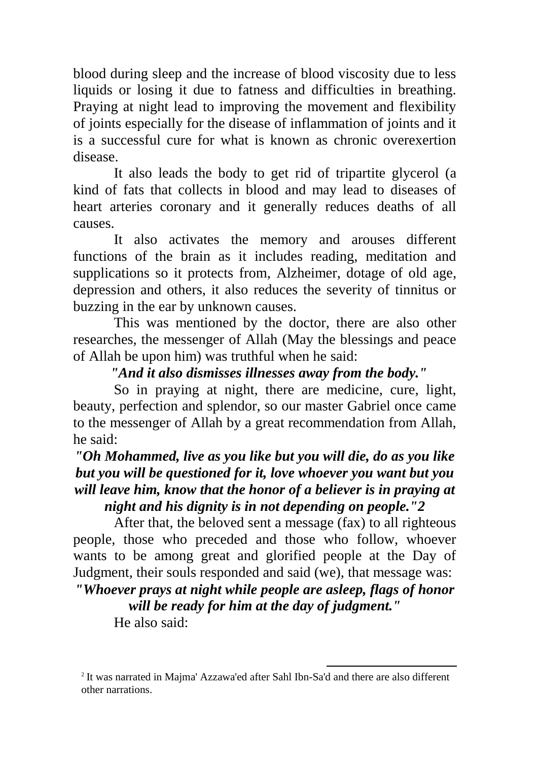blood during sleep and the increase of blood viscosity due to less liquids or losing it due to fatness and difficulties in breathing. Praying at night lead to improving the movement and flexibility of joints especially for the disease of inflammation of joints and it is a successful cure for what is known as chronic overexertion disease.

It also leads the body to get rid of tripartite glycerol (a kind of fats that collects in blood and may lead to diseases of heart arteries coronary and it generally reduces deaths of all causes.

It also activates the memory and arouses different functions of the brain as it includes reading, meditation and supplications so it protects from, Alzheimer, dotage of old age, depression and others, it also reduces the severity of tinnitus or buzzing in the ear by unknown causes.

This was mentioned by the doctor, there are also other researches, the messenger of Allah (May the blessings and peace of Allah be upon him) was truthful when he said:

***"And it also dismisses illnesses away from the body."***

So in praying at night, there are medicine, cure, light, beauty, perfection and splendor, so our master Gabriel once came to the messenger of Allah by a great recommendation from Allah, he said:

***"Oh Mohammed, live as you like but you will die, do as you like but you will be questioned for it, love whoever you want but you will leave him, know that the honor of a believer is in praying at night and his dignity is in not depending on people."*** [2]

After that, the beloved sent a message (fax) to all righteous people, those who preceded and those who follow, whoever wants to be among great and glorified people at the Day of Judgment, their souls responded and said (we), that message was:

***"Whoever prays at night while people are asleep, flags of honor will be ready for him at the day of judgment."***

He also said:

---

[2] It was narrated in Majma' Azzawa'ed after Sahl Ibn-Sa'd and there are also different other narrations.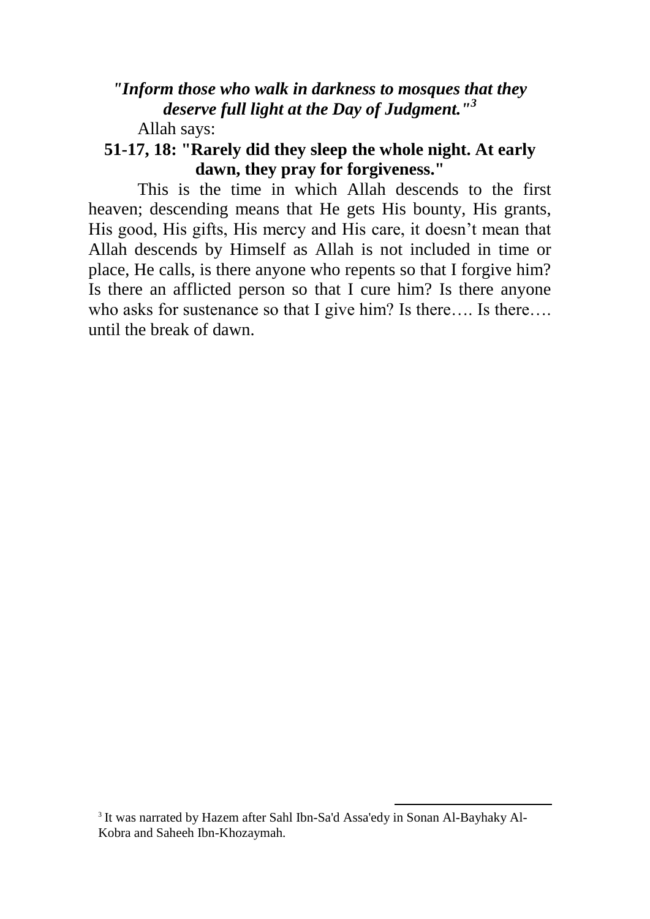***"Inform those who walk in darkness to mosques that they deserve full light at the Day of Judgment."*[3]**

Allah says:

**51-17, 18: "Rarely did they sleep the whole night. At early dawn, they pray for forgiveness."**

This is the time in which Allah descends to the first heaven; descending means that He gets His bounty, His grants, His good, His gifts, His mercy and His care, it doesn't mean that Allah descends by Himself as Allah is not included in time or place, He calls, is there anyone who repents so that I forgive him? Is there an afflicted person so that I cure him? Is there anyone who asks for sustenance so that I give him? Is there…. Is there…. until the break of dawn.

---

[3] It was narrated by Hazem after Sahl Ibn-Sa'd Assa'edy in Sonan Al-Bayhaky Al-Kobra and Saheeh Ibn-Khozaymah.